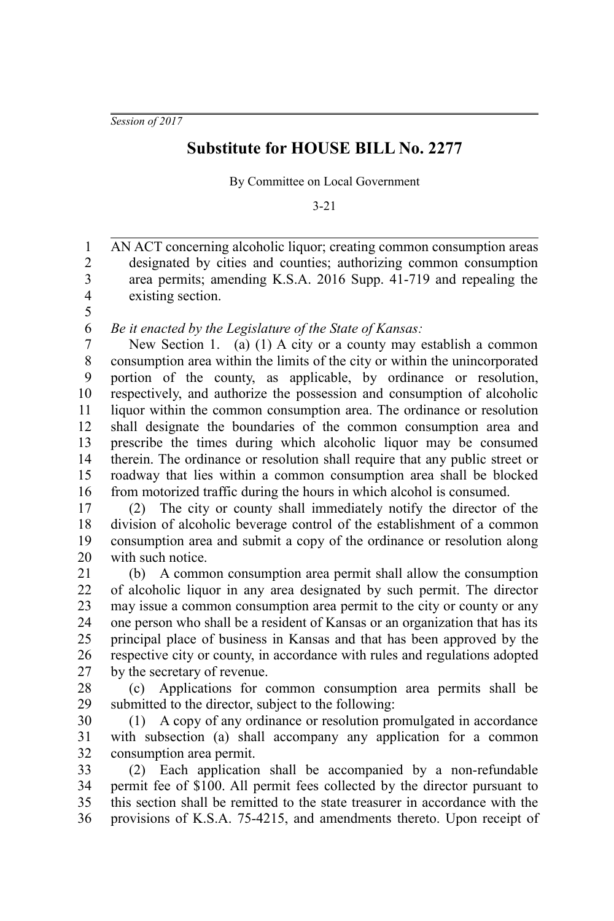*Session of 2017*

# Substitute for HOUSE BILL No. 2277

By Committee on Local Government

3-21

AN ACT concerning alcoholic liquor; creating common consumption areas designated by cities and counties; authorizing common consumption area permits; amending K.S.A. 2016 Supp. 41-719 and repealing the existing section.

*Be it enacted by the Legislature of the State of Kansas:*

New Section 1. (a) (1) A city or a county may establish a common consumption area within the limits of the city or within the unincorporated portion of the county, as applicable, by ordinance or resolution, respectively, and authorize the possession and consumption of alcoholic liquor within the common consumption area. The ordinance or resolution shall designate the boundaries of the common consumption area and prescribe the times during which alcoholic liquor may be consumed therein. The ordinance or resolution shall require that any public street or roadway that lies within a common consumption area shall be blocked from motorized traffic during the hours in which alcohol is consumed.

(2) The city or county shall immediately notify the director of the division of alcoholic beverage control of the establishment of a common consumption area and submit a copy of the ordinance or resolution along with such notice.

(b) A common consumption area permit shall allow the consumption of alcoholic liquor in any area designated by such permit. The director may issue a common consumption area permit to the city or county or any one person who shall be a resident of Kansas or an organization that has its principal place of business in Kansas and that has been approved by the respective city or county, in accordance with rules and regulations adopted by the secretary of revenue.

(c) Applications for common consumption area permits shall be submitted to the director, subject to the following:

(1) A copy of any ordinance or resolution promulgated in accordance with subsection (a) shall accompany any application for a common consumption area permit.

(2) Each application shall be accompanied by a non-refundable permit fee of $100. All permit fees collected by the director pursuant to this section shall be remitted to the state treasurer in accordance with the provisions of K.S.A. 75-4215, and amendments thereto. Upon receipt of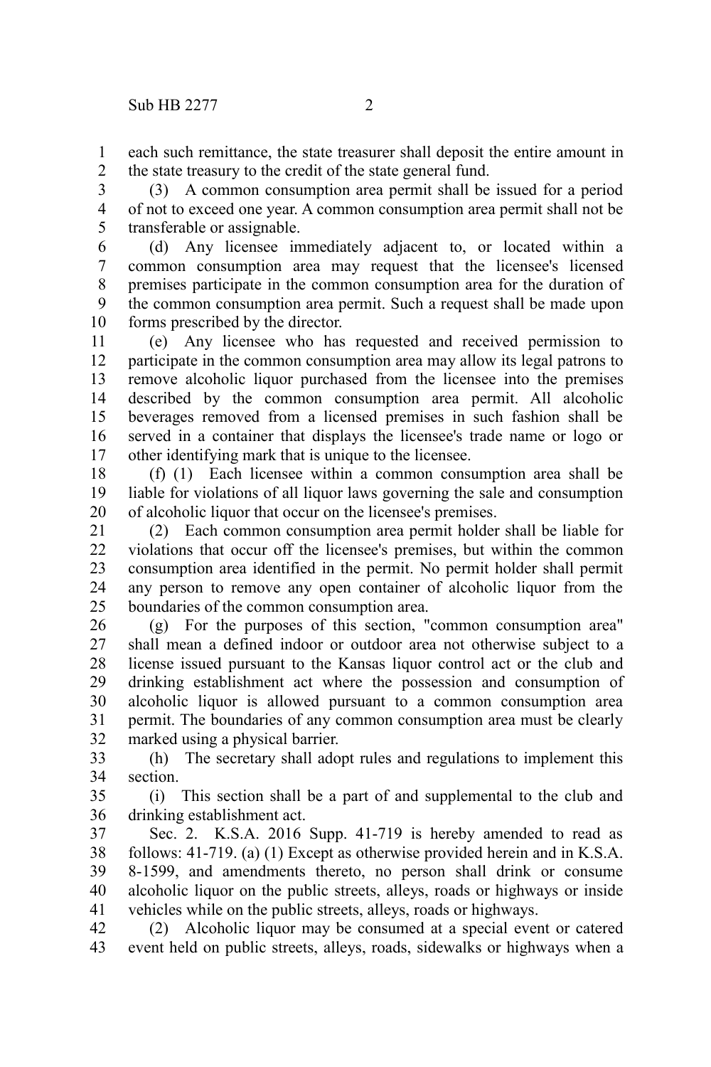each such remittance, the state treasurer shall deposit the entire amount in the state treasury to the credit of the state general fund.

(3) A common consumption area permit shall be issued for a period of not to exceed one year. A common consumption area permit shall not be transferable or assignable.

(d) Any licensee immediately adjacent to, or located within a common consumption area may request that the licensee's licensed premises participate in the common consumption area for the duration of the common consumption area permit. Such a request shall be made upon forms prescribed by the director.

(e) Any licensee who has requested and received permission to participate in the common consumption area may allow its legal patrons to remove alcoholic liquor purchased from the licensee into the premises described by the common consumption area permit. All alcoholic beverages removed from a licensed premises in such fashion shall be served in a container that displays the licensee's trade name or logo or other identifying mark that is unique to the licensee.

(f) (1) Each licensee within a common consumption area shall be liable for violations of all liquor laws governing the sale and consumption of alcoholic liquor that occur on the licensee's premises.

(2) Each common consumption area permit holder shall be liable for violations that occur off the licensee's premises, but within the common consumption area identified in the permit. No permit holder shall permit any person to remove any open container of alcoholic liquor from the boundaries of the common consumption area.

(g) For the purposes of this section, "common consumption area" shall mean a defined indoor or outdoor area not otherwise subject to a license issued pursuant to the Kansas liquor control act or the club and drinking establishment act where the possession and consumption of alcoholic liquor is allowed pursuant to a common consumption area permit. The boundaries of any common consumption area must be clearly marked using a physical barrier.

(h) The secretary shall adopt rules and regulations to implement this section.

(i) This section shall be a part of and supplemental to the club and drinking establishment act.

Sec. 2. K.S.A. 2016 Supp. 41-719 is hereby amended to read as follows: 41-719. (a) (1) Except as otherwise provided herein and in K.S.A. 8-1599, and amendments thereto, no person shall drink or consume alcoholic liquor on the public streets, alleys, roads or highways or inside vehicles while on the public streets, alleys, roads or highways.

(2) Alcoholic liquor may be consumed at a special event or catered event held on public streets, alleys, roads, sidewalks or highways when a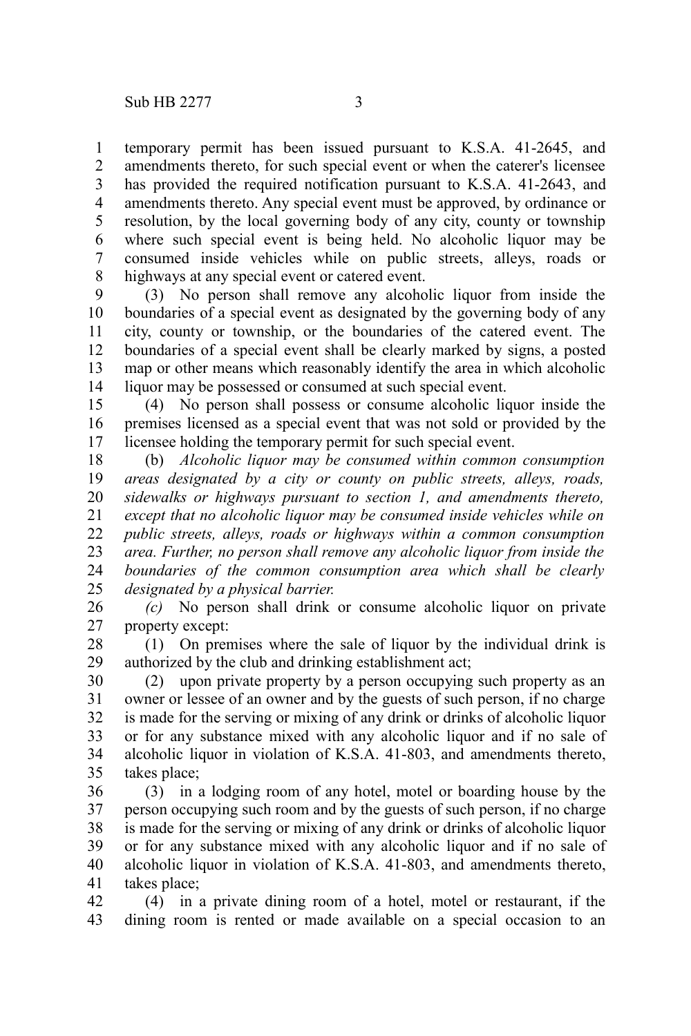temporary permit has been issued pursuant to K.S.A. 41-2645, and amendments thereto, for such special event or when the caterer's licensee has provided the required notification pursuant to K.S.A. 41-2643, and amendments thereto. Any special event must be approved, by ordinance or resolution, by the local governing body of any city, county or township where such special event is being held. No alcoholic liquor may be consumed inside vehicles while on public streets, alleys, roads or highways at any special event or catered event.

(3) No person shall remove any alcoholic liquor from inside the boundaries of a special event as designated by the governing body of any city, county or township, or the boundaries of the catered event. The boundaries of a special event shall be clearly marked by signs, a posted map or other means which reasonably identify the area in which alcoholic liquor may be possessed or consumed at such special event.

(4) No person shall possess or consume alcoholic liquor inside the premises licensed as a special event that was not sold or provided by the licensee holding the temporary permit for such special event.

(b) *Alcoholic liquor may be consumed within common consumption areas designated by a city or county on public streets, alleys, roads, sidewalks or highways pursuant to section 1, and amendments thereto, except that no alcoholic liquor may be consumed inside vehicles while on public streets, alleys, roads or highways within a common consumption area. Further, no person shall remove any alcoholic liquor from inside the boundaries of the common consumption area which shall be clearly designated by a physical barrier.*

*(c)* No person shall drink or consume alcoholic liquor on private property except:

(1) On premises where the sale of liquor by the individual drink is authorized by the club and drinking establishment act;

(2) upon private property by a person occupying such property as an owner or lessee of an owner and by the guests of such person, if no charge is made for the serving or mixing of any drink or drinks of alcoholic liquor or for any substance mixed with any alcoholic liquor and if no sale of alcoholic liquor in violation of K.S.A. 41-803, and amendments thereto, takes place;

(3) in a lodging room of any hotel, motel or boarding house by the person occupying such room and by the guests of such person, if no charge is made for the serving or mixing of any drink or drinks of alcoholic liquor or for any substance mixed with any alcoholic liquor and if no sale of alcoholic liquor in violation of K.S.A. 41-803, and amendments thereto, takes place;

(4) in a private dining room of a hotel, motel or restaurant, if the dining room is rented or made available on a special occasion to an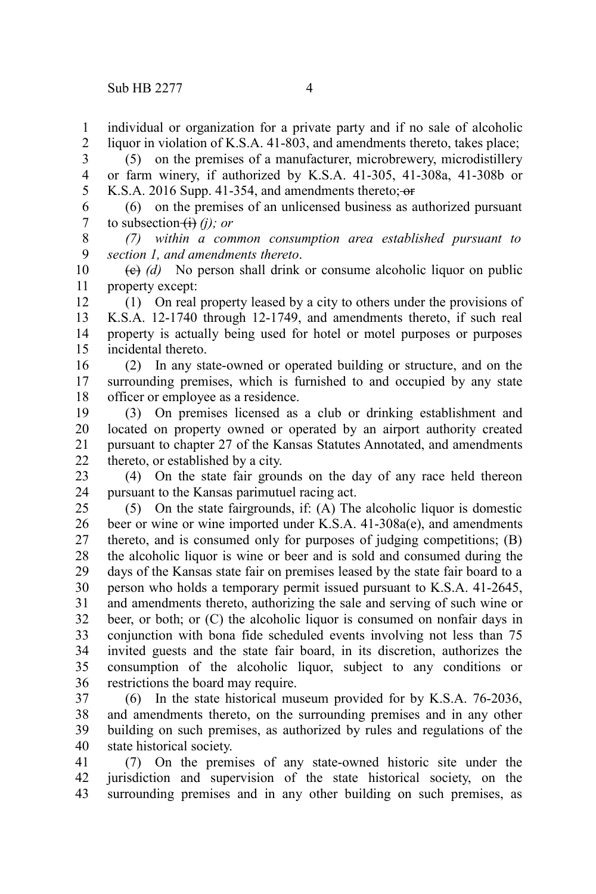individual or organization for a private party and if no sale of alcoholic liquor in violation of K.S.A. 41-803, and amendments thereto, takes place;

(5) on the premises of a manufacturer, microbrewery, microdistillery or farm winery, if authorized by K.S.A. 41-305, 41-308a, 41-308b or K.S.A. 2016 Supp. 41-354, and amendments thereto; ~~or~~

(6) on the premises of an unlicensed business as authorized pursuant to subsection ~~(i)~~ *(j); or*

*(7) within a common consumption area established pursuant to section 1, and amendments thereto*.

~~(c)~~ *(d)* No person shall drink or consume alcoholic liquor on public property except:

(1) On real property leased by a city to others under the provisions of K.S.A. 12-1740 through 12-1749, and amendments thereto, if such real property is actually being used for hotel or motel purposes or purposes incidental thereto.

(2) In any state-owned or operated building or structure, and on the surrounding premises, which is furnished to and occupied by any state officer or employee as a residence.

(3) On premises licensed as a club or drinking establishment and located on property owned or operated by an airport authority created pursuant to chapter 27 of the Kansas Statutes Annotated, and amendments thereto, or established by a city.

(4) On the state fair grounds on the day of any race held thereon pursuant to the Kansas parimutuel racing act.

(5) On the state fairgrounds, if: (A) The alcoholic liquor is domestic beer or wine or wine imported under K.S.A. 41-308a(e), and amendments thereto, and is consumed only for purposes of judging competitions; (B) the alcoholic liquor is wine or beer and is sold and consumed during the days of the Kansas state fair on premises leased by the state fair board to a person who holds a temporary permit issued pursuant to K.S.A. 41-2645, and amendments thereto, authorizing the sale and serving of such wine or beer, or both; or (C) the alcoholic liquor is consumed on nonfair days in conjunction with bona fide scheduled events involving not less than 75 invited guests and the state fair board, in its discretion, authorizes the consumption of the alcoholic liquor, subject to any conditions or restrictions the board may require.

(6) In the state historical museum provided for by K.S.A. 76-2036, and amendments thereto, on the surrounding premises and in any other building on such premises, as authorized by rules and regulations of the state historical society.

(7) On the premises of any state-owned historic site under the jurisdiction and supervision of the state historical society, on the surrounding premises and in any other building on such premises, as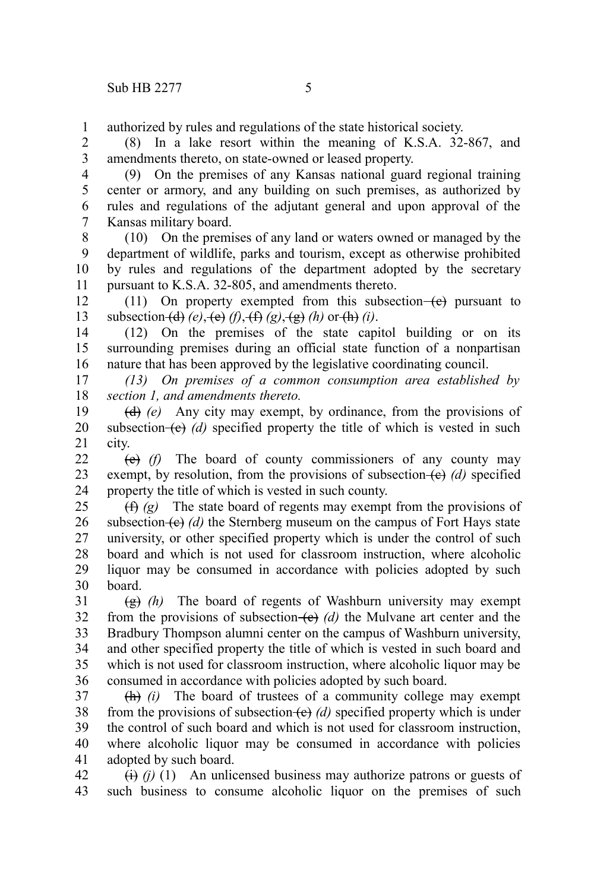authorized by rules and regulations of the state historical society.

(8) In a lake resort within the meaning of K.S.A. 32-867, and amendments thereto, on state-owned or leased property.

(9) On the premises of any Kansas national guard regional training center or armory, and any building on such premises, as authorized by rules and regulations of the adjutant general and upon approval of the Kansas military board.

(10) On the premises of any land or waters owned or managed by the department of wildlife, parks and tourism, except as otherwise prohibited by rules and regulations of the department adopted by the secretary pursuant to K.S.A. 32-805, and amendments thereto.

(11) On property exempted from this subsection ~~(c)~~ pursuant to subsection ~~(d)~~ *(e)*, ~~(e)~~ *(f)*, ~~(f)~~ *(g)*, ~~(g)~~ *(h)* or ~~(h)~~ *(i)*.

(12) On the premises of the state capitol building or on its surrounding premises during an official state function of a nonpartisan nature that has been approved by the legislative coordinating council.

*(13) On premises of a common consumption area established by section 1, and amendments thereto.*

~~(d)~~ *(e)* Any city may exempt, by ordinance, from the provisions of subsection ~~(c)~~ *(d)* specified property the title of which is vested in such city.

~~(e)~~ *(f)* The board of county commissioners of any county may exempt, by resolution, from the provisions of subsection ~~(c)~~ *(d)* specified property the title of which is vested in such county.

~~(f)~~ *(g)* The state board of regents may exempt from the provisions of subsection ~~(c)~~ *(d)* the Sternberg museum on the campus of Fort Hays state university, or other specified property which is under the control of such board and which is not used for classroom instruction, where alcoholic liquor may be consumed in accordance with policies adopted by such board.

~~(g)~~ *(h)* The board of regents of Washburn university may exempt from the provisions of subsection ~~(c)~~ *(d)* the Mulvane art center and the Bradbury Thompson alumni center on the campus of Washburn university, and other specified property the title of which is vested in such board and which is not used for classroom instruction, where alcoholic liquor may be consumed in accordance with policies adopted by such board.

~~(h)~~ *(i)* The board of trustees of a community college may exempt from the provisions of subsection ~~(c)~~ *(d)* specified property which is under the control of such board and which is not used for classroom instruction, where alcoholic liquor may be consumed in accordance with policies adopted by such board.

~~(i)~~ *(j)* (1) An unlicensed business may authorize patrons or guests of such business to consume alcoholic liquor on the premises of such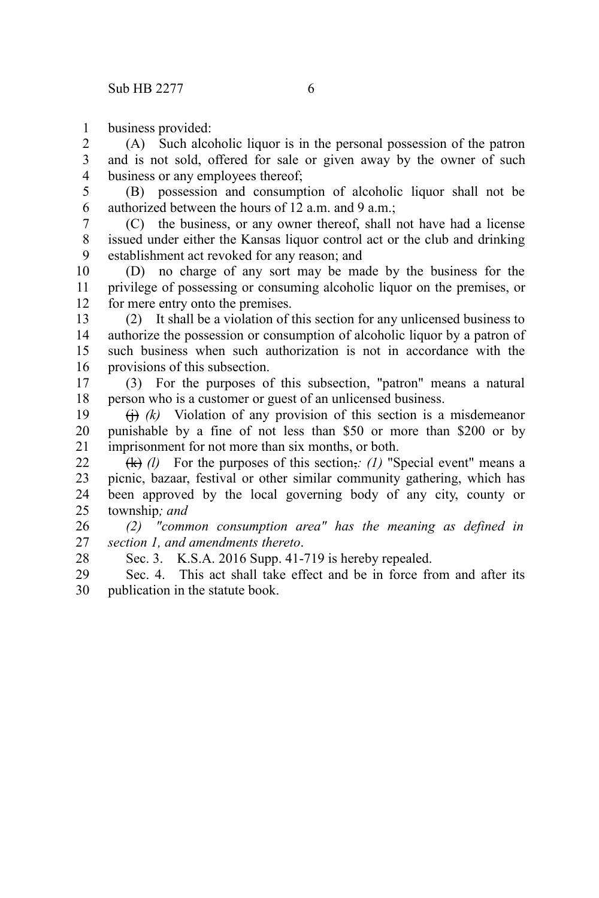business provided:

(A) Such alcoholic liquor is in the personal possession of the patron and is not sold, offered for sale or given away by the owner of such business or any employees thereof;

(B) possession and consumption of alcoholic liquor shall not be authorized between the hours of 12 a.m. and 9 a.m.;

(C) the business, or any owner thereof, shall not have had a license issued under either the Kansas liquor control act or the club and drinking establishment act revoked for any reason; and

(D) no charge of any sort may be made by the business for the privilege of possessing or consuming alcoholic liquor on the premises, or for mere entry onto the premises.

(2) It shall be a violation of this section for any unlicensed business to authorize the possession or consumption of alcoholic liquor by a patron of such business when such authorization is not in accordance with the provisions of this subsection.

(3) For the purposes of this subsection, "patron" means a natural person who is a customer or guest of an unlicensed business.

~~(j)~~ *(k)* Violation of any provision of this section is a misdemeanor punishable by a fine of not less than $50 or more than $200 or by imprisonment for not more than six months, or both.

~~(k)~~ *(l)* For the purposes of this section~~,~~*: (1)* "Special event" means a picnic, bazaar, festival or other similar community gathering, which has been approved by the local governing body of any city, county or township*; and*

*(2) "common consumption area" has the meaning as defined in section 1, and amendments thereto*.

Sec. 3. K.S.A. 2016 Supp. 41-719 is hereby repealed.

Sec. 4. This act shall take effect and be in force from and after its publication in the statute book.